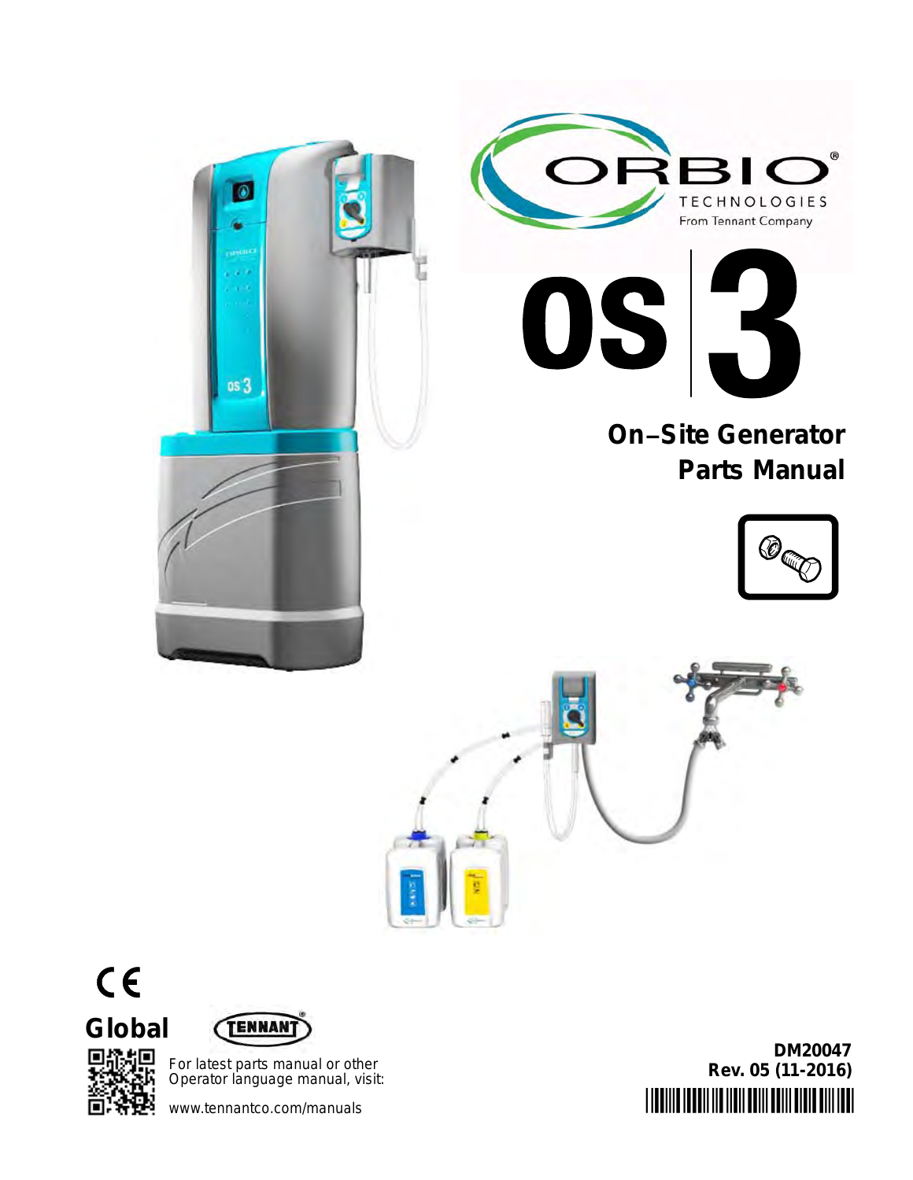ORBIO® TECHNOLOGIES

From Tennant Company

# OS 3

## On–Site Generator Parts Manual

CE

**Global**

TENNANT®

For latest parts manual or other Operator language manual, visit:

www.tennantco.com/manuals

**DM20047**

**Rev. 05 (11-2016)**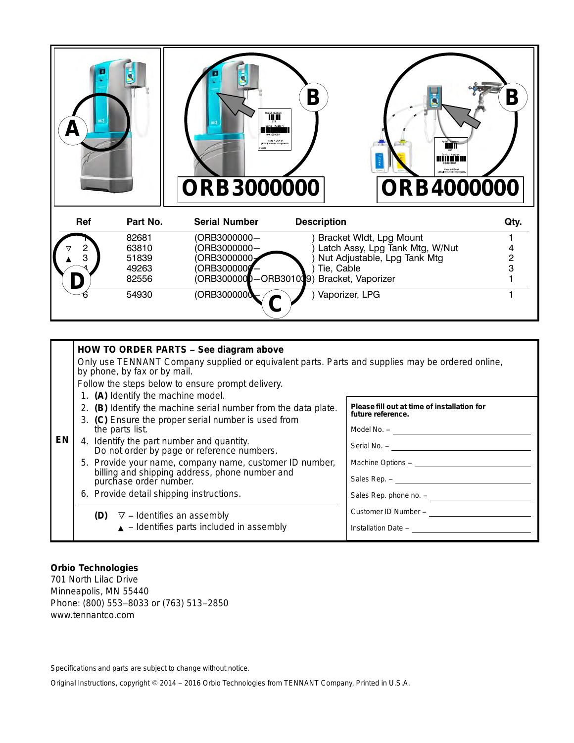A

B

ORB3000000

B

ORB4000000

| Ref | Part No. | Serial Number | Description | Qty. |
| --- | --- | --- | --- | --- |
| 1 | 82681 | (ORB3000000– ) | Bracket Wldt, Lpg Mount | 1 |
| ▽ 2 | 63810 | (ORB3000000– ) | Latch Assy, Lpg Tank Mtg, W/Nut | 4 |
| ▲ 3 | 51839 | (ORB3000000– ) | Nut Adjustable, Lpg Tank Mtg | 2 |
| 4 | 49263 | (ORB3000000– ) | Tie, Cable | 3 |
| 5 | 82556 | (ORB3000000–ORB3010039) | Bracket, Vaporizer | 1 |
| 6 | 54930 | (ORB3000000– ) | Vaporizer, LPG | 1 |

D

C

**EN**

**HOW TO ORDER PARTS – See diagram above**

Only use TENNANT Company supplied or equivalent parts. Parts and supplies may be ordered online, by phone, by fax or by mail.

Follow the steps below to ensure prompt delivery.

1. **(A)** Identify the machine model.
2. **(B)** Identify the machine serial number from the data plate.
3. **(C)** Ensure the proper serial number is used from the parts list.
4. Identify the part number and quantity. Do not order by page or reference numbers.
5. Provide your name, company name, customer ID number, billing and shipping address, phone number and purchase order number.
6. Provide detail shipping instructions.

**(D)** ▽ – Identifies an assembly
▲ – Identifies parts included in assembly

**Please fill out at time of installation for future reference.**

Model No. – ____________________

Serial No. – ____________________

Machine Options – ____________________

Sales Rep. – ____________________

Sales Rep. phone no. – ____________________

Customer ID Number – ____________________

Installation Date – ____________________

**Orbio Technologies**
701 North Lilac Drive
Minneapolis, MN 55440
Phone: (800) 553–8033 or (763) 513–2850
www.tennantco.com

Specifications and parts are subject to change without notice.

Original Instructions, copyright © 2014 – 2016 Orbio Technologies from TENNANT Company, Printed in U.S.A.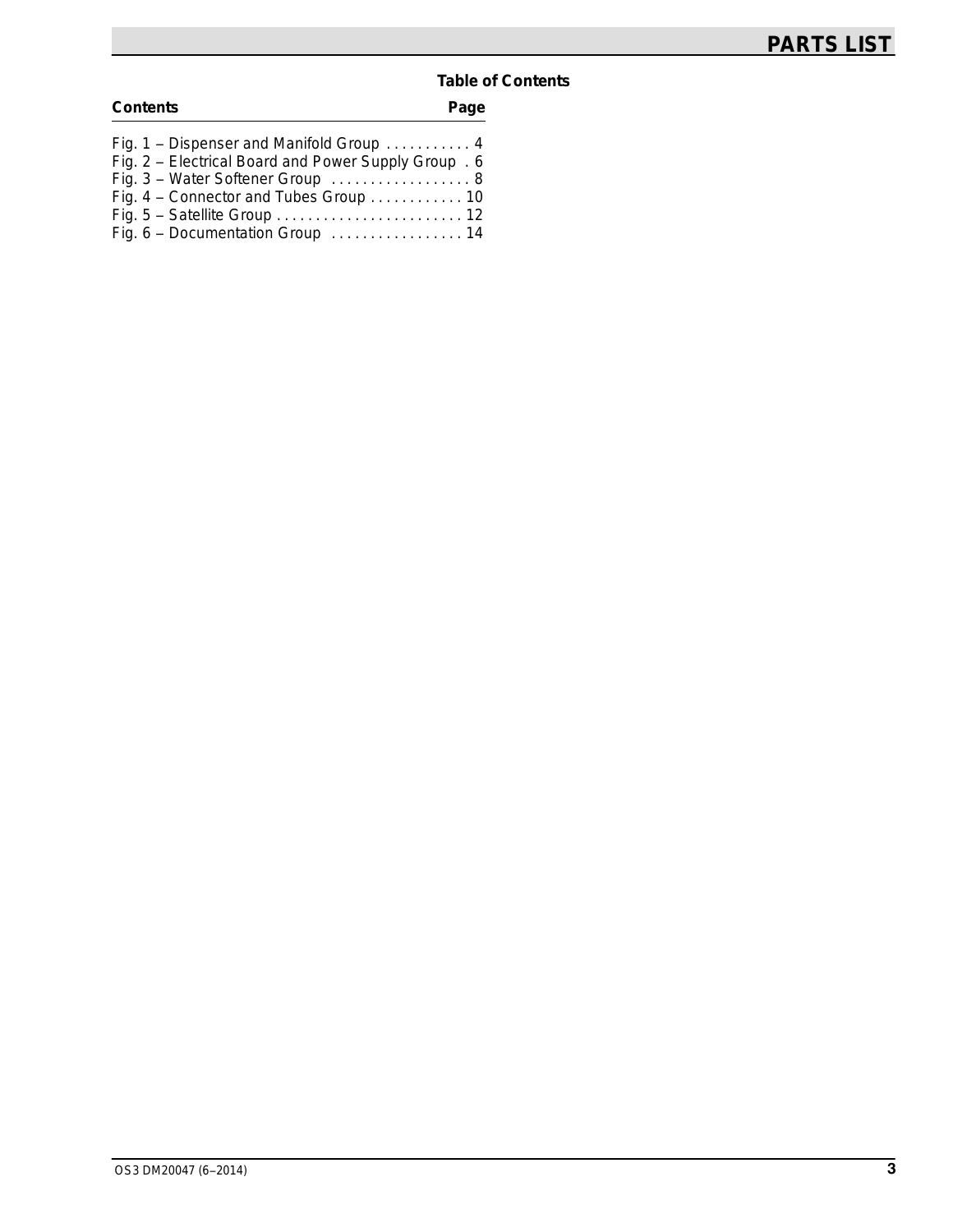## Table of Contents

| Contents | Page |
| --- | --- |
| Fig. 1 – Dispenser and Manifold Group | 4 |
| Fig. 2 – Electrical Board and Power Supply Group | 6 |
| Fig. 3 – Water Softener Group | 8 |
| Fig. 4 – Connector and Tubes Group | 10 |
| Fig. 5 – Satellite Group | 12 |
| Fig. 6 – Documentation Group | 14 |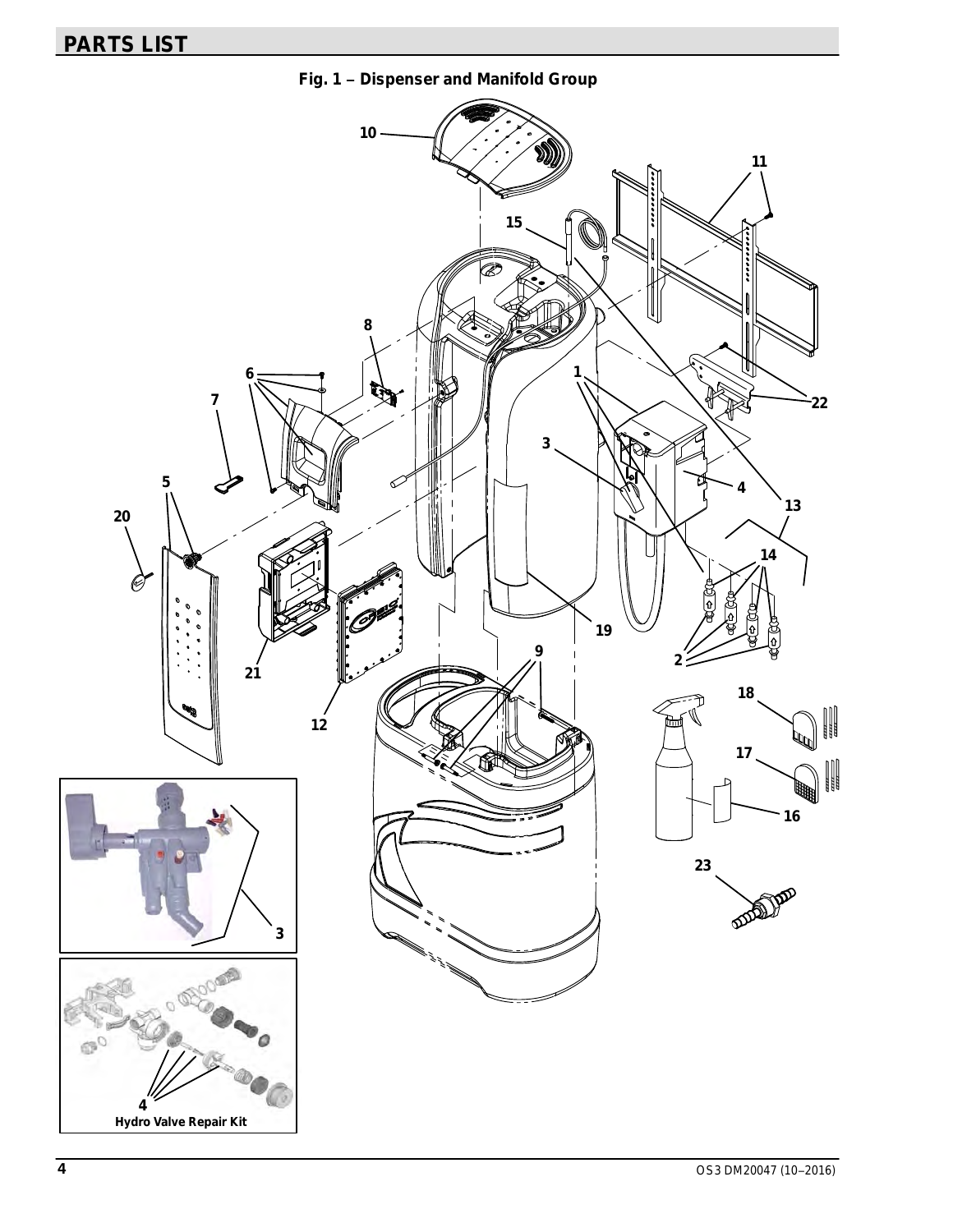## PARTS LIST

**Fig. 1 – Dispenser and Manifold Group**

Hydro Valve Repair Kit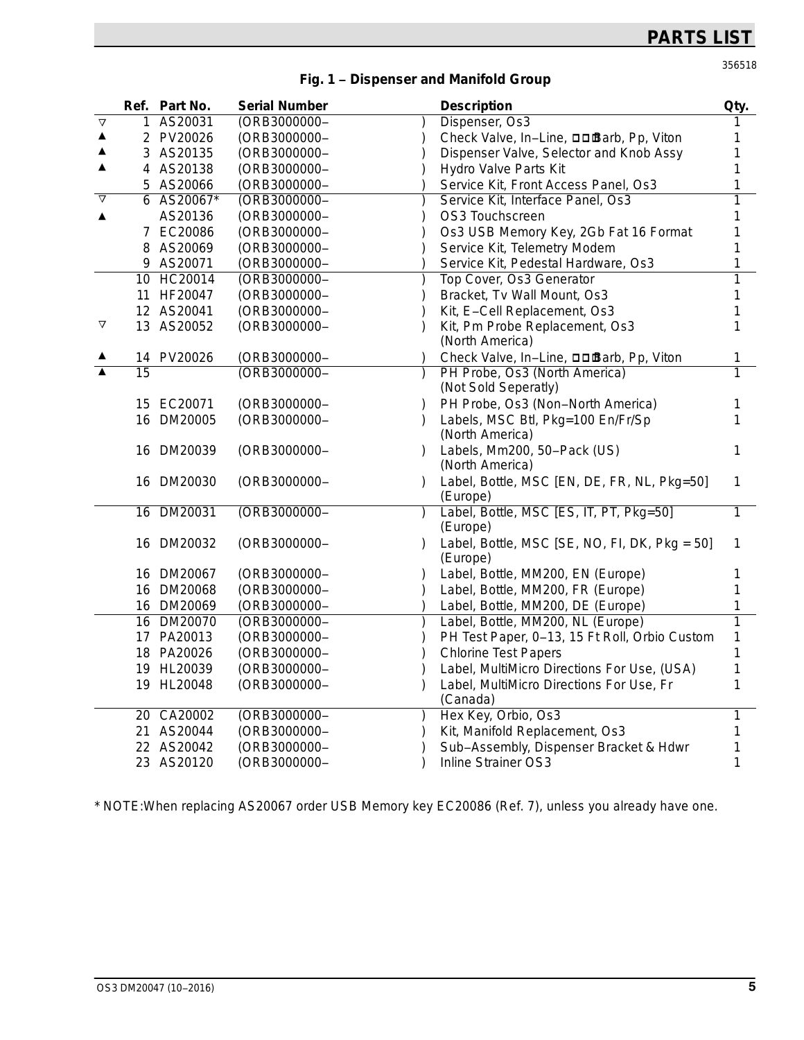# PARTS LIST

356518

**Fig. 1 – Dispenser and Manifold Group**

| | Ref. | Part No. | Serial Number | | Description | Qty. |
|---|---|---|---|---|---|---|
| ▽ | 1 | AS20031 | (ORB3000000– | ) | Dispenser, Os3 | 1 |
| ▲ | 2 | PV20026 | (ORB3000000– | ) | Check Valve, In–Line, □□Barb, Pp, Viton | 1 |
| ▲ | 3 | AS20135 | (ORB3000000– | ) | Dispenser Valve, Selector and Knob Assy | 1 |
| ▲ | 4 | AS20138 | (ORB3000000– | ) | Hydro Valve Parts Kit | 1 |
| | 5 | AS20066 | (ORB3000000– | ) | Service Kit, Front Access Panel, Os3 | 1 |
| ▽ | 6 | AS20067* | (ORB3000000– | ) | Service Kit, Interface Panel, Os3 | 1 |
| ▲ | | AS20136 | (ORB3000000– | ) | OS3 Touchscreen | 1 |
| | 7 | EC20086 | (ORB3000000– | ) | Os3 USB Memory Key, 2Gb Fat 16 Format | 1 |
| | 8 | AS20069 | (ORB3000000– | ) | Service Kit, Telemetry Modem | 1 |
| | 9 | AS20071 | (ORB3000000– | ) | Service Kit, Pedestal Hardware, Os3 | 1 |
| | 10 | HC20014 | (ORB3000000– | ) | Top Cover, Os3 Generator | 1 |
| | 11 | HF20047 | (ORB3000000– | ) | Bracket, Tv Wall Mount, Os3 | 1 |
| | 12 | AS20041 | (ORB3000000– | ) | Kit, E–Cell Replacement, Os3 | 1 |
| ▽ | 13 | AS20052 | (ORB3000000– | ) | Kit, Pm Probe Replacement, Os3 (North America) | 1 |
| ▲ | 14 | PV20026 | (ORB3000000– | ) | Check Valve, In–Line, □□Barb, Pp, Viton | 1 |
| ▲ | 15 | | (ORB3000000– | ) | PH Probe, Os3 (North America) (Not Sold Seperatly) | 1 |
| | 15 | EC20071 | (ORB3000000– | ) | PH Probe, Os3 (Non–North America) | 1 |
| | 16 | DM20005 | (ORB3000000– | ) | Labels, MSC Btl, Pkg=100 En/Fr/Sp (North America) | 1 |
| | 16 | DM20039 | (ORB3000000– | ) | Labels, Mm200, 50–Pack (US) (North America) | 1 |
| | 16 | DM20030 | (ORB3000000– | ) | Label, Bottle, MSC [EN, DE, FR, NL, Pkg=50] (Europe) | 1 |
| | 16 | DM20031 | (ORB3000000– | ) | Label, Bottle, MSC [ES, IT, PT, Pkg=50] (Europe) | 1 |
| | 16 | DM20032 | (ORB3000000– | ) | Label, Bottle, MSC [SE, NO, FI, DK, Pkg = 50] (Europe) | 1 |
| | 16 | DM20067 | (ORB3000000– | ) | Label, Bottle, MM200, EN (Europe) | 1 |
| | 16 | DM20068 | (ORB3000000– | ) | Label, Bottle, MM200, FR (Europe) | 1 |
| | 16 | DM20069 | (ORB3000000– | ) | Label, Bottle, MM200, DE (Europe) | 1 |
| | 16 | DM20070 | (ORB3000000– | ) | Label, Bottle, MM200, NL (Europe) | 1 |
| | 17 | PA20013 | (ORB3000000– | ) | PH Test Paper, 0–13, 15 Ft Roll, Orbio Custom | 1 |
| | 18 | PA20026 | (ORB3000000– | ) | Chlorine Test Papers | 1 |
| | 19 | HL20039 | (ORB3000000– | ) | Label, MultiMicro Directions For Use, (USA) | 1 |
| | 19 | HL20048 | (ORB3000000– | ) | Label, MultiMicro Directions For Use, Fr (Canada) | 1 |
| | 20 | CA20002 | (ORB3000000– | ) | Hex Key, Orbio, Os3 | 1 |
| | 21 | AS20044 | (ORB3000000– | ) | Kit, Manifold Replacement, Os3 | 1 |
| | 22 | AS20042 | (ORB3000000– | ) | Sub–Assembly, Dispenser Bracket & Hdwr | 1 |
| | 23 | AS20120 | (ORB3000000– | ) | Inline Strainer OS3 | 1 |

* NOTE:When replacing AS20067 order USB Memory key EC20086 (Ref. 7), unless you already have one.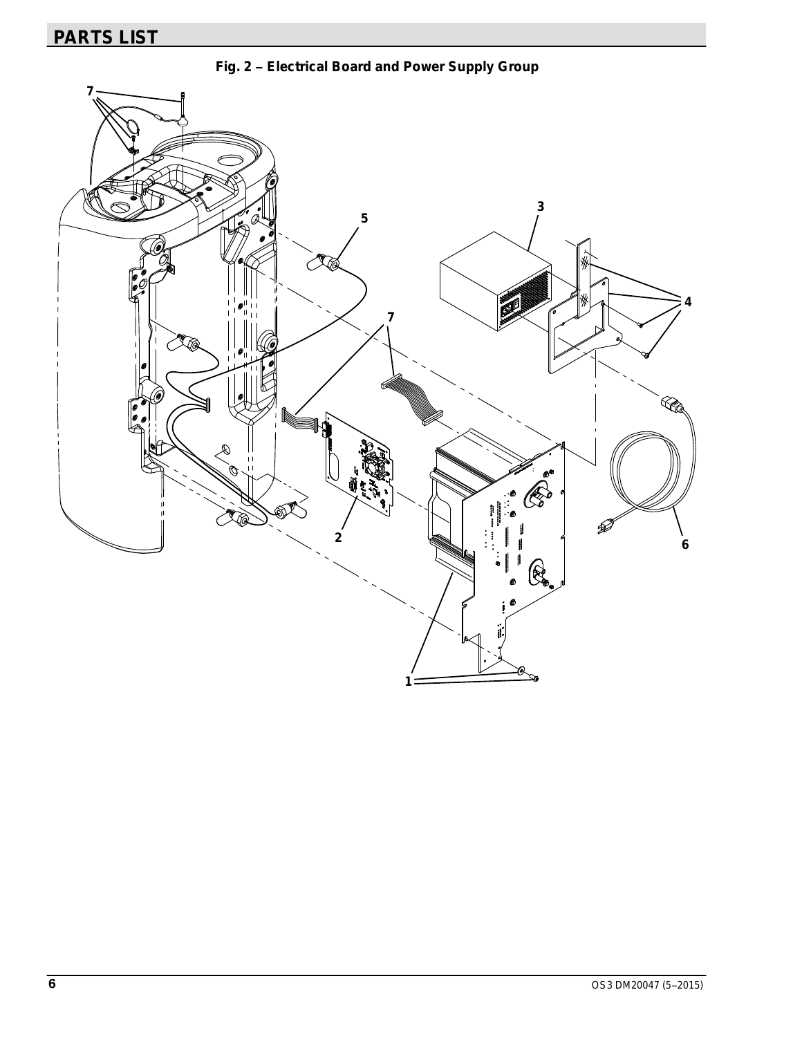## PARTS LIST

**Fig. 2 – Electrical Board and Power Supply Group**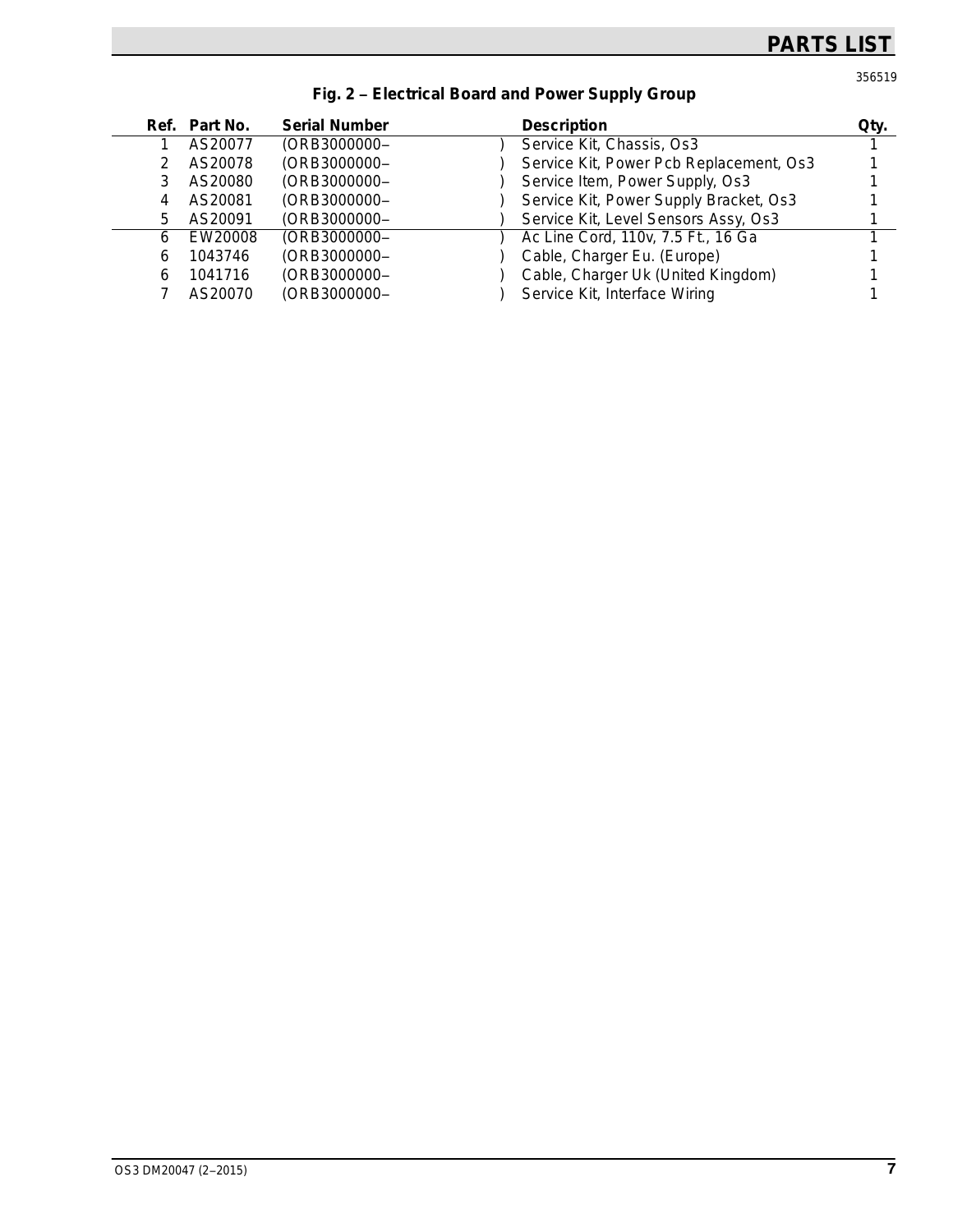# PARTS LIST

356519

## Fig. 2 – Electrical Board and Power Supply Group

| Ref. | Part No. | Serial Number | Description | Qty. |
|---|---|---|---|---|
| 1 | AS20077 | (ORB3000000– ) | Service Kit, Chassis, Os3 | 1 |
| 2 | AS20078 | (ORB3000000– ) | Service Kit, Power Pcb Replacement, Os3 | 1 |
| 3 | AS20080 | (ORB3000000– ) | Service Item, Power Supply, Os3 | 1 |
| 4 | AS20081 | (ORB3000000– ) | Service Kit, Power Supply Bracket, Os3 | 1 |
| 5 | AS20091 | (ORB3000000– ) | Service Kit, Level Sensors Assy, Os3 | 1 |
| 6 | EW20008 | (ORB3000000– ) | Ac Line Cord, 110v, 7.5 Ft., 16 Ga | 1 |
| 6 | 1043746 | (ORB3000000– ) | Cable, Charger Eu. (Europe) | 1 |
| 6 | 1041716 | (ORB3000000– ) | Cable, Charger Uk (United Kingdom) | 1 |
| 7 | AS20070 | (ORB3000000– ) | Service Kit, Interface Wiring | 1 |

OS3 DM20047 (2–2015)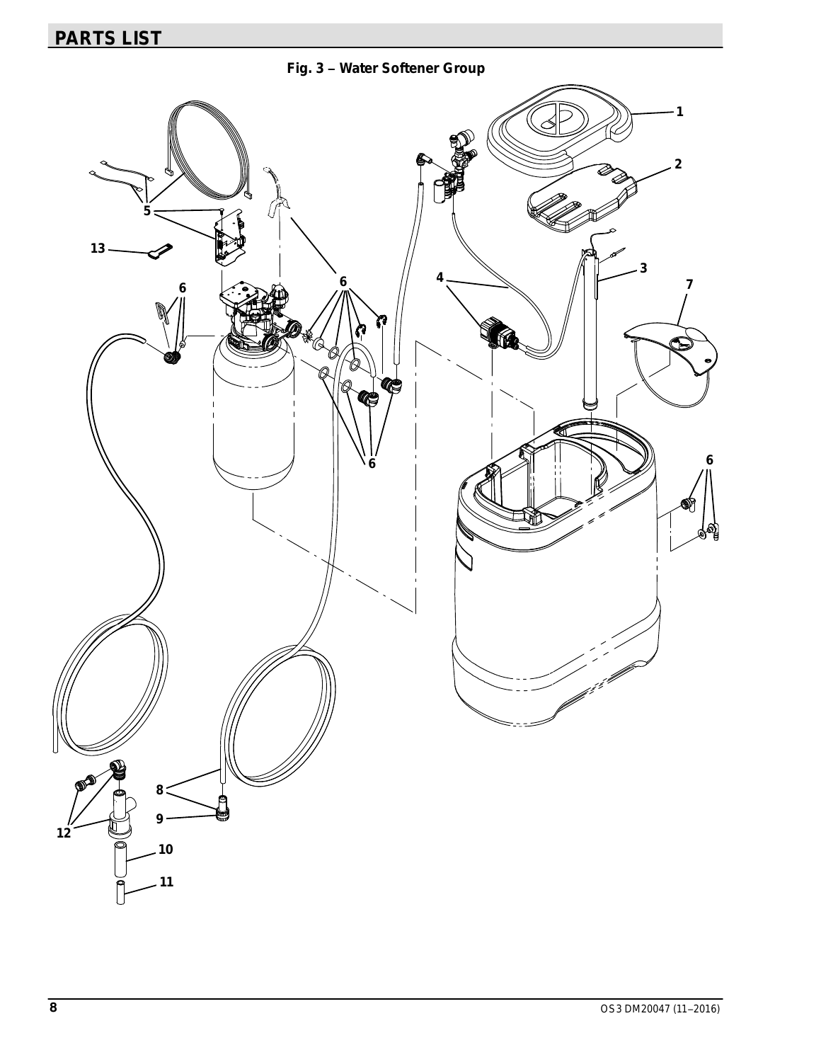## PARTS LIST

**Fig. 3 – Water Softener Group**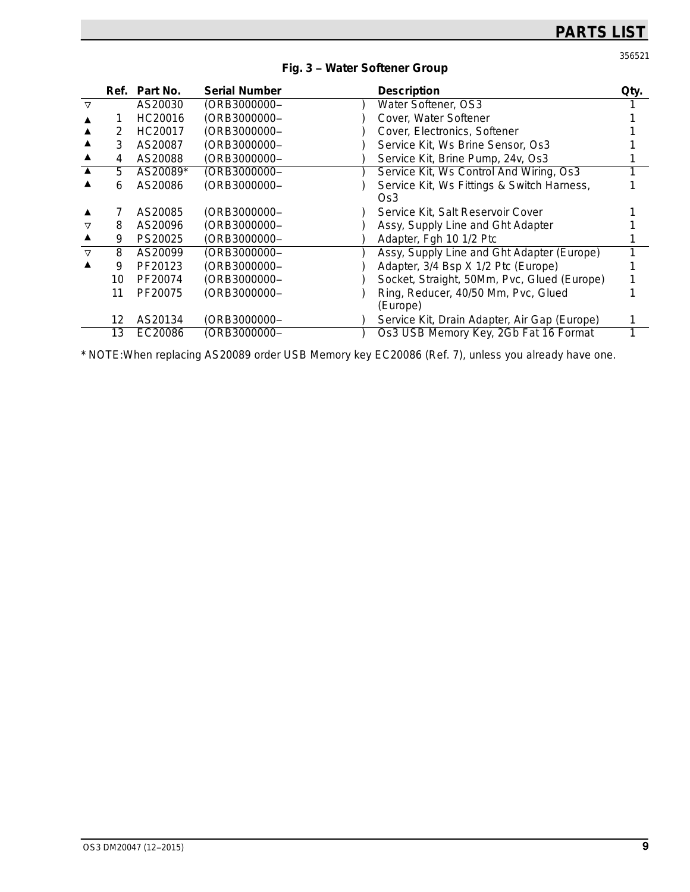# PARTS LIST

356521

### Fig. 3 – Water Softener Group

| | Ref. | Part No. | Serial Number | | Description | Qty. |
|---|---|---|---|---|---|---|
| ▽ | | AS20030 | (ORB3000000– | ) | Water Softener, OS3 | 1 |
| ▲ | 1 | HC20016 | (ORB3000000– | ) | Cover, Water Softener | 1 |
| ▲ | 2 | HC20017 | (ORB3000000– | ) | Cover, Electronics, Softener | 1 |
| ▲ | 3 | AS20087 | (ORB3000000– | ) | Service Kit, Ws Brine Sensor, Os3 | 1 |
| ▲ | 4 | AS20088 | (ORB3000000– | ) | Service Kit, Brine Pump, 24v, Os3 | 1 |
| ▲ | 5 | AS20089* | (ORB3000000– | ) | Service Kit, Ws Control And Wiring, Os3 | 1 |
| ▲ | 6 | AS20086 | (ORB3000000– | ) | Service Kit, Ws Fittings & Switch Harness, Os3 | 1 |
| ▲ | 7 | AS20085 | (ORB3000000– | ) | Service Kit, Salt Reservoir Cover | 1 |
| ▽ | 8 | AS20096 | (ORB3000000– | ) | Assy, Supply Line and Ght Adapter | 1 |
| ▲ | 9 | PS20025 | (ORB3000000– | ) | Adapter, Fgh 10 1/2 Ptc | 1 |
| ▽ | 8 | AS20099 | (ORB3000000– | ) | Assy, Supply Line and Ght Adapter (Europe) | 1 |
| ▲ | 9 | PF20123 | (ORB3000000– | ) | Adapter, 3/4 Bsp X 1/2 Ptc (Europe) | 1 |
| | 10 | PF20074 | (ORB3000000– | ) | Socket, Straight, 50Mm, Pvc, Glued (Europe) | 1 |
| | 11 | PF20075 | (ORB3000000– | ) | Ring, Reducer, 40/50 Mm, Pvc, Glued (Europe) | 1 |
| | 12 | AS20134 | (ORB3000000– | ) | Service Kit, Drain Adapter, Air Gap (Europe) | 1 |
| | 13 | EC20086 | (ORB3000000– | ) | Os3 USB Memory Key, 2Gb Fat 16 Format | 1 |

* NOTE:When replacing AS20089 order USB Memory key EC20086 (Ref. 7), unless you already have one.

OS3 DM20047 (12–2015)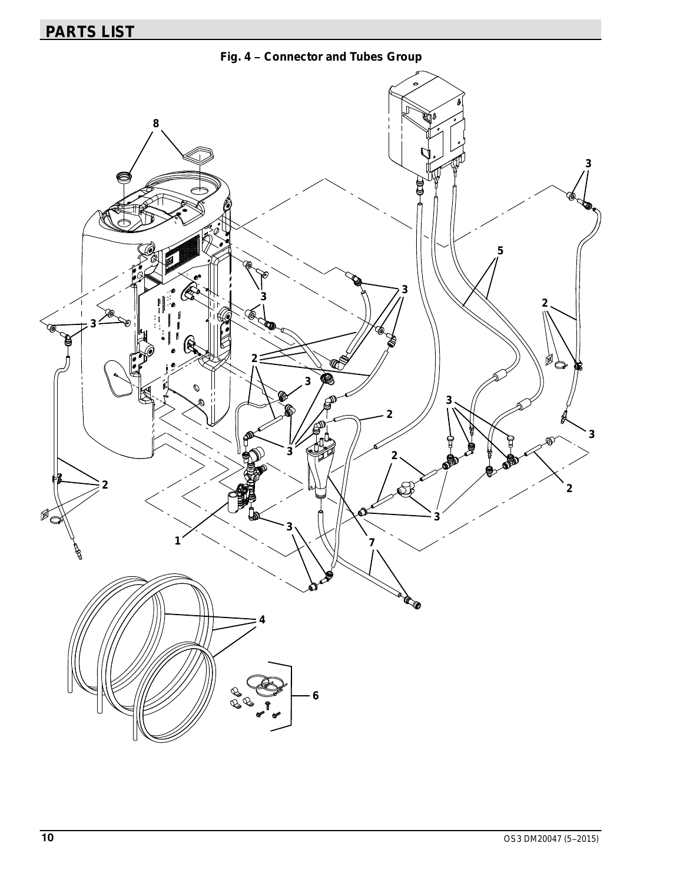## PARTS LIST

**Fig. 4 – Connector and Tubes Group**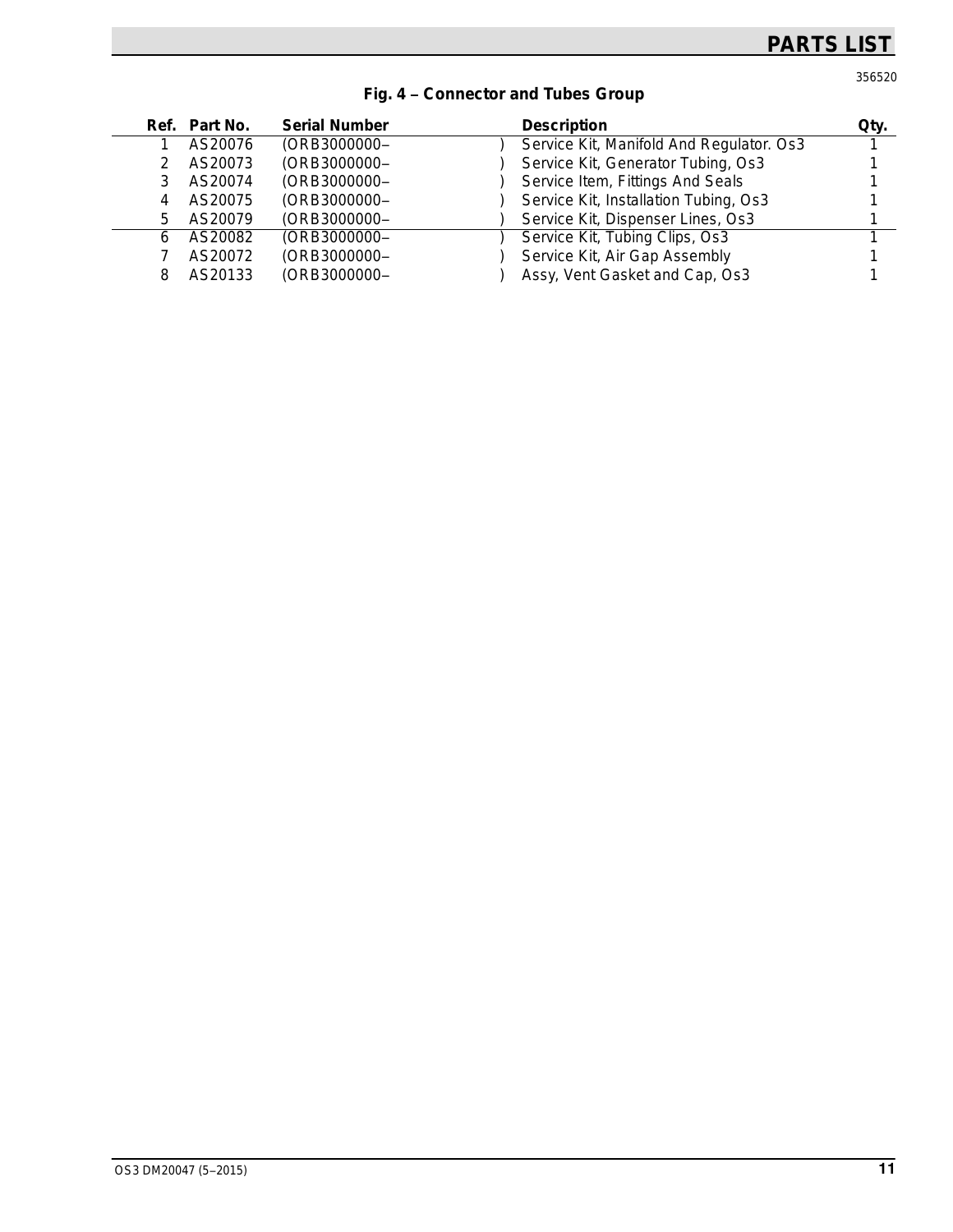## PARTS LIST

356520

### Fig. 4 – Connector and Tubes Group

| Ref. | Part No. | Serial Number | Description | Qty. |
|---|---|---|---|---|
| 1 | AS20076 | (ORB3000000– ) | Service Kit, Manifold And Regulator. Os3 | 1 |
| 2 | AS20073 | (ORB3000000– ) | Service Kit, Generator Tubing, Os3 | 1 |
| 3 | AS20074 | (ORB3000000– ) | Service Item, Fittings And Seals | 1 |
| 4 | AS20075 | (ORB3000000– ) | Service Kit, Installation Tubing, Os3 | 1 |
| 5 | AS20079 | (ORB3000000– ) | Service Kit, Dispenser Lines, Os3 | 1 |
| 6 | AS20082 | (ORB3000000– ) | Service Kit, Tubing Clips, Os3 | 1 |
| 7 | AS20072 | (ORB3000000– ) | Service Kit, Air Gap Assembly | 1 |
| 8 | AS20133 | (ORB3000000– ) | Assy, Vent Gasket and Cap, Os3 | 1 |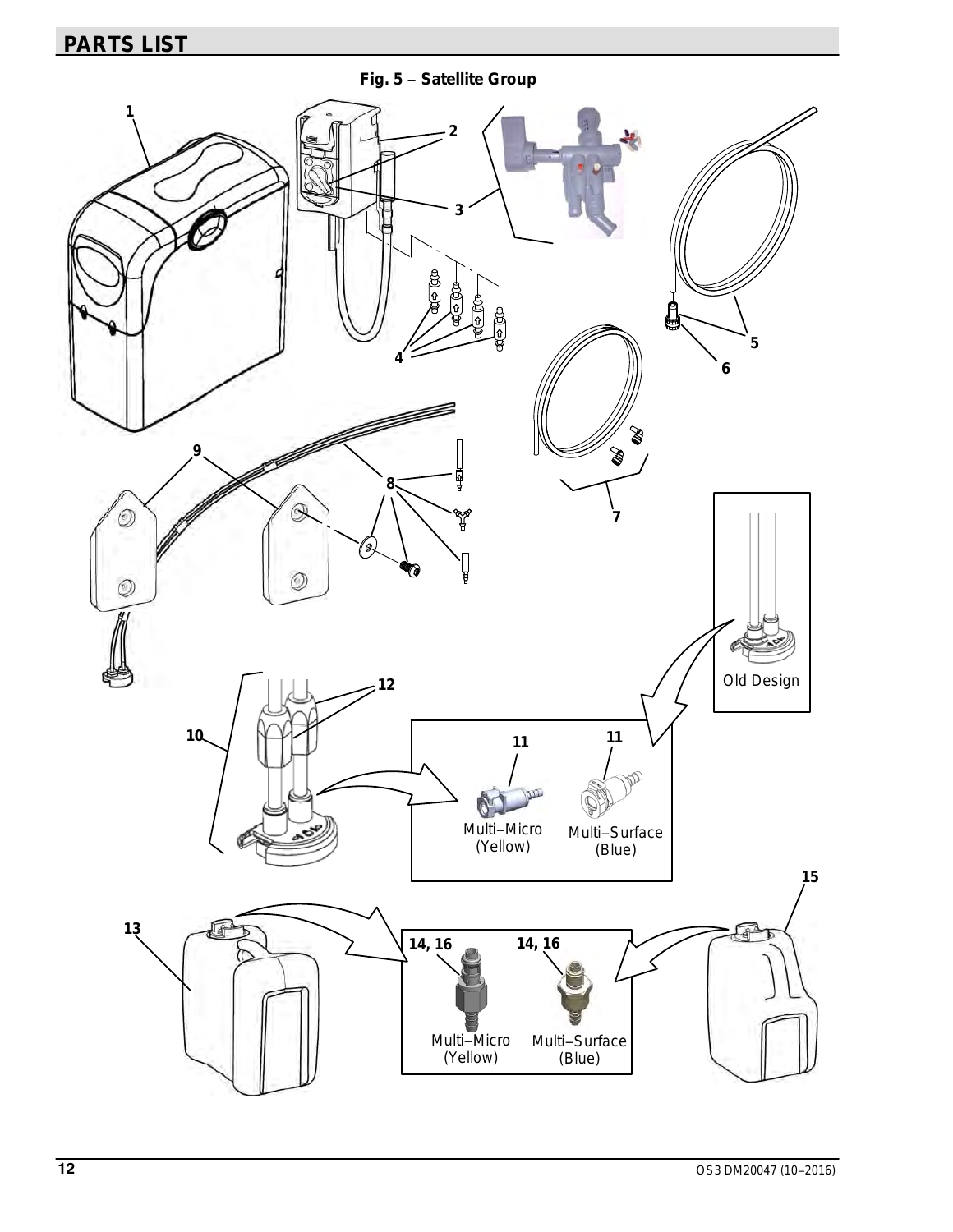## PARTS LIST

**Fig. 5 – Satellite Group**

Old Design

Multi–Micro (Yellow)

Multi–Surface (Blue)

Multi–Micro (Yellow)

Multi–Surface (Blue)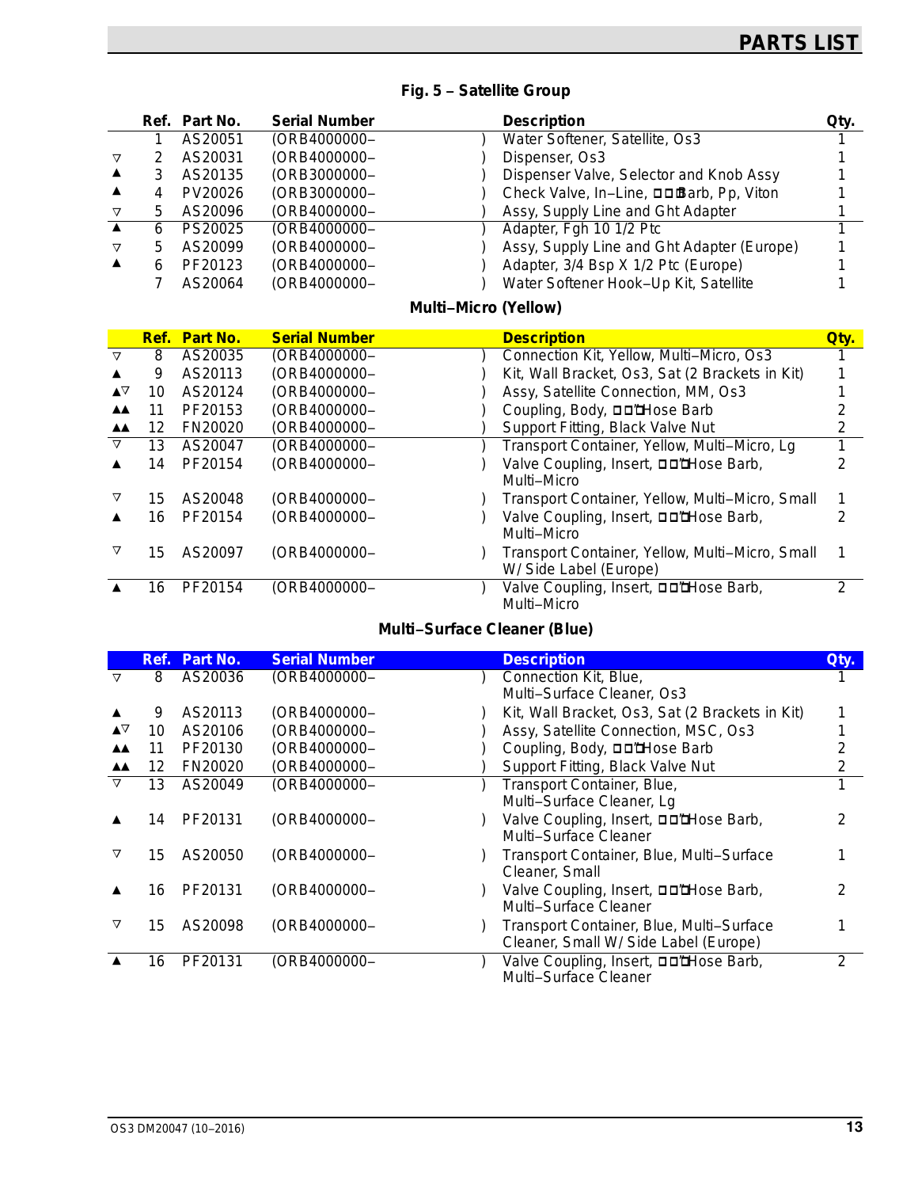## Fig. 5 – Satellite Group

| | Ref. | Part No. | Serial Number | | Description | Qty. |
|---|---|---|---|---|---|---|
| | 1 | AS20051 | (ORB4000000– | ) | Water Softener, Satellite, Os3 | 1 |
| ▽ | 2 | AS20031 | (ORB4000000– | ) | Dispenser, Os3 | 1 |
| ▲ | 3 | AS20135 | (ORB3000000– | ) | Dispenser Valve, Selector and Knob Assy | 1 |
| ▲ | 4 | PV20026 | (ORB3000000– | ) | Check Valve, In–Line, ◻◻Barb, Pp, Viton | 1 |
| ▽ | 5 | AS20096 | (ORB4000000– | ) | Assy, Supply Line and Ght Adapter | 1 |
| ▲ | 6 | PS20025 | (ORB4000000– | ) | Adapter, Fgh 10 1/2 Ptc | 1 |
| ▽ | 5 | AS20099 | (ORB4000000– | ) | Assy, Supply Line and Ght Adapter (Europe) | 1 |
| ▲ | 6 | PF20123 | (ORB4000000– | ) | Adapter, 3/4 Bsp X 1/2 Ptc (Europe) | 1 |
| | 7 | AS20064 | (ORB4000000– | ) | Water Softener Hook–Up Kit, Satellite | 1 |

### Multi–Micro (Yellow)

| | Ref. | Part No. | Serial Number | | Description | Qty. |
|---|---|---|---|---|---|---|
| ▽ | 8 | AS20035 | (ORB4000000– | ) | Connection Kit, Yellow, Multi–Micro, Os3 | 1 |
| ▲ | 9 | AS20113 | (ORB4000000– | ) | Kit, Wall Bracket, Os3, Sat (2 Brackets in Kit) | 1 |
| ▲▽ | 10 | AS20124 | (ORB4000000– | ) | Assy, Satellite Connection, MM, Os3 | 1 |
| ▲▲ | 11 | PF20153 | (ORB4000000– | ) | Coupling, Body, ◻◻"Hose Barb | 2 |
| ▲▲ | 12 | FN20020 | (ORB4000000– | ) | Support Fitting, Black Valve Nut | 2 |
| ▽ | 13 | AS20047 | (ORB4000000– | ) | Transport Container, Yellow, Multi–Micro, Lg | 1 |
| ▲ | 14 | PF20154 | (ORB4000000– | ) | Valve Coupling, Insert, ◻◻"Hose Barb, Multi–Micro | 2 |
| ▽ | 15 | AS20048 | (ORB4000000– | ) | Transport Container, Yellow, Multi–Micro, Small | 1 |
| ▲ | 16 | PF20154 | (ORB4000000– | ) | Valve Coupling, Insert, ◻◻"Hose Barb, Multi–Micro | 2 |
| ▽ | 15 | AS20097 | (ORB4000000– | ) | Transport Container, Yellow, Multi–Micro, Small W/ Side Label (Europe) | 1 |
| ▲ | 16 | PF20154 | (ORB4000000– | ) | Valve Coupling, Insert, ◻◻"Hose Barb, Multi–Micro | 2 |

### Multi–Surface Cleaner (Blue)

| | Ref. | Part No. | Serial Number | | Description | Qty. |
|---|---|---|---|---|---|---|
| ▽ | 8 | AS20036 | (ORB4000000– | ) | Connection Kit, Blue, Multi–Surface Cleaner, Os3 | 1 |
| ▲ | 9 | AS20113 | (ORB4000000– | ) | Kit, Wall Bracket, Os3, Sat (2 Brackets in Kit) | 1 |
| ▲▽ | 10 | AS20106 | (ORB4000000– | ) | Assy, Satellite Connection, MSC, Os3 | 1 |
| ▲▲ | 11 | PF20130 | (ORB4000000– | ) | Coupling, Body, ◻◻"Hose Barb | 2 |
| ▲▲ | 12 | FN20020 | (ORB4000000– | ) | Support Fitting, Black Valve Nut | 2 |
| ▽ | 13 | AS20049 | (ORB4000000– | ) | Transport Container, Blue, Multi–Surface Cleaner, Lg | 1 |
| ▲ | 14 | PF20131 | (ORB4000000– | ) | Valve Coupling, Insert, ◻◻"Hose Barb, Multi–Surface Cleaner | 2 |
| ▽ | 15 | AS20050 | (ORB4000000– | ) | Transport Container, Blue, Multi–Surface Cleaner, Small | 1 |
| ▲ | 16 | PF20131 | (ORB4000000– | ) | Valve Coupling, Insert, ◻◻"Hose Barb, Multi–Surface Cleaner | 2 |
| ▽ | 15 | AS20098 | (ORB4000000– | ) | Transport Container, Blue, Multi–Surface Cleaner, Small W/ Side Label (Europe) | 1 |
| ▲ | 16 | PF20131 | (ORB4000000– | ) | Valve Coupling, Insert, ◻◻"Hose Barb, Multi–Surface Cleaner | 2 |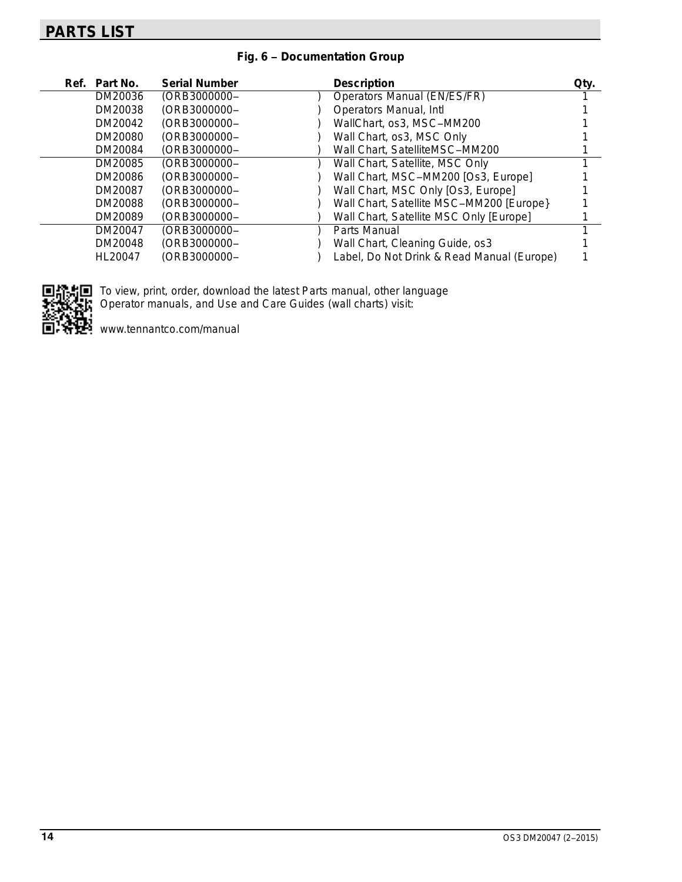# PARTS LIST

## Fig. 6 – Documentation Group

| Ref. | Part No. | Serial Number | | Description | Qty. |
|---|---|---|---|---|---|
| | DM20036 | (ORB3000000– | ) | Operators Manual (EN/ES/FR) | 1 |
| | DM20038 | (ORB3000000– | ) | Operators Manual, Intl | 1 |
| | DM20042 | (ORB3000000– | ) | WallChart, os3, MSC–MM200 | 1 |
| | DM20080 | (ORB3000000– | ) | Wall Chart, os3, MSC Only | 1 |
| | DM20084 | (ORB3000000– | ) | Wall Chart, SatelliteMSC–MM200 | 1 |
| | DM20085 | (ORB3000000– | ) | Wall Chart, Satellite, MSC Only | 1 |
| | DM20086 | (ORB3000000– | ) | Wall Chart, MSC–MM200 [Os3, Europe] | 1 |
| | DM20087 | (ORB3000000– | ) | Wall Chart, MSC Only [Os3, Europe] | 1 |
| | DM20088 | (ORB3000000– | ) | Wall Chart, Satellite MSC–MM200 [Europe} | 1 |
| | DM20089 | (ORB3000000– | ) | Wall Chart, Satellite MSC Only [Europe] | 1 |
| | DM20047 | (ORB3000000– | ) | Parts Manual | 1 |
| | DM20048 | (ORB3000000– | ) | Wall Chart, Cleaning Guide, os3 | 1 |
| | HL20047 | (ORB3000000– | ) | Label, Do Not Drink & Read Manual (Europe) | 1 |

To view, print, order, download the latest Parts manual, other language Operator manuals, and Use and Care Guides (wall charts) visit:

www.tennantco.com/manual